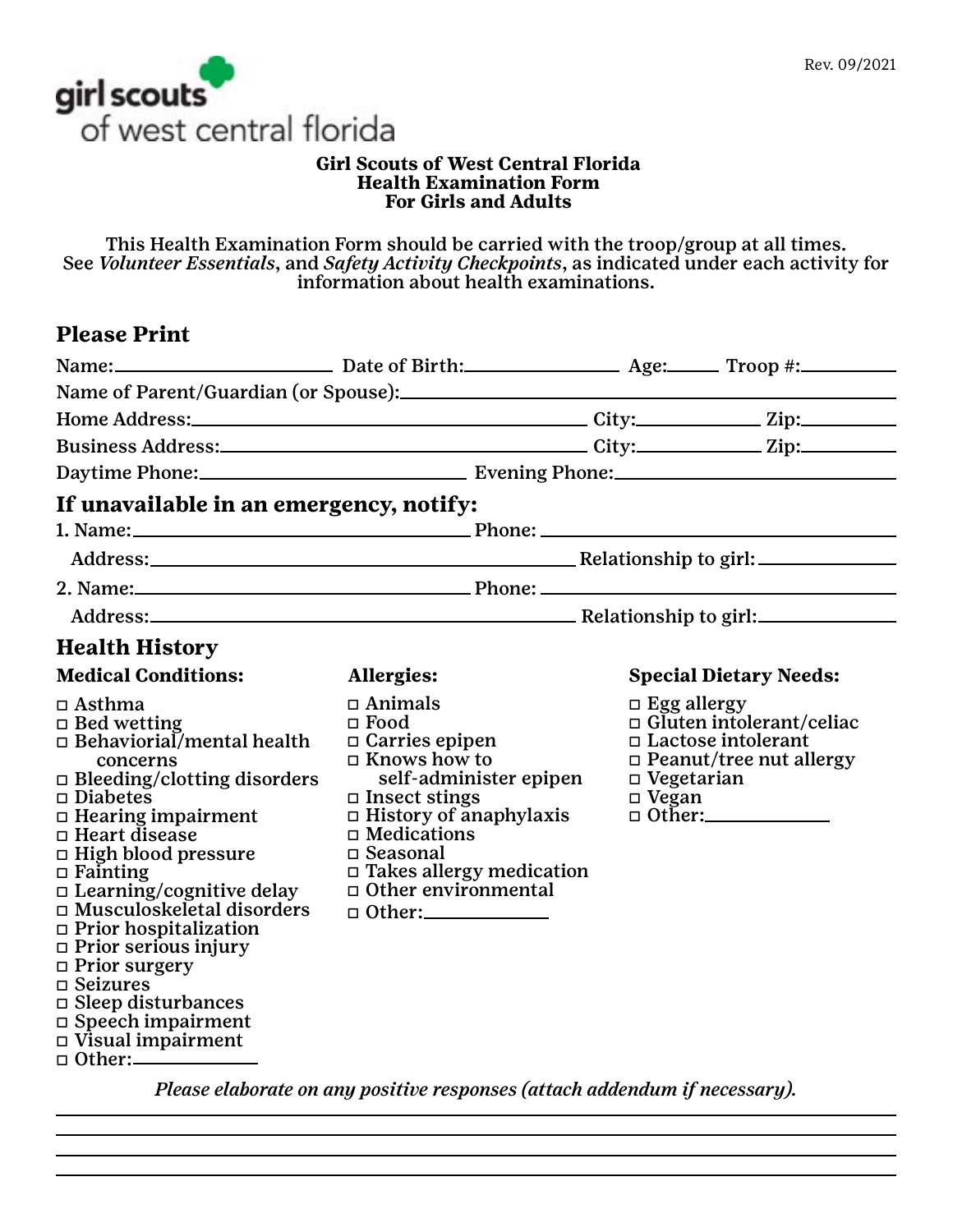Rev. 09/2021

girl scouts of west central florida

**Girl Scouts of West Central Florida**
**Health Examination Form**
**For Girls and Adults**

This Health Examination Form should be carried with the troop/group at all times. See *Volunteer Essentials*, and *Safety Activity Checkpoints*, as indicated under each activity for information about health examinations.

## Please Print

Name:\_\_\_\_\_\_\_\_\_\_\_\_\_\_\_\_\_\_\_\_ Date of Birth:\_\_\_\_\_\_\_\_\_\_\_\_\_\_\_ Age:\_\_\_\_\_ Troop #:\_\_\_\_\_\_\_\_\_

Name of Parent/Guardian (or Spouse):\_\_\_\_\_\_\_\_\_\_\_\_\_\_\_\_\_\_\_\_\_\_\_\_\_\_\_\_\_\_\_\_\_\_\_\_\_\_\_\_

Home Address:\_\_\_\_\_\_\_\_\_\_\_\_\_\_\_\_\_\_\_\_\_\_\_\_\_\_\_\_\_\_\_\_\_\_\_\_ City:\_\_\_\_\_\_\_\_\_\_\_\_ Zip:\_\_\_\_\_\_\_\_\_

Business Address:\_\_\_\_\_\_\_\_\_\_\_\_\_\_\_\_\_\_\_\_\_\_\_\_\_\_\_\_\_\_\_\_\_\_ City:\_\_\_\_\_\_\_\_\_\_\_\_ Zip:\_\_\_\_\_\_\_\_\_

Daytime Phone:\_\_\_\_\_\_\_\_\_\_\_\_\_\_\_\_\_\_\_\_\_\_\_\_ Evening Phone:\_\_\_\_\_\_\_\_\_\_\_\_\_\_\_\_\_\_\_\_\_\_\_\_\_\_

## If unavailable in an emergency, notify:

1. Name:\_\_\_\_\_\_\_\_\_\_\_\_\_\_\_\_\_\_\_\_\_\_\_\_\_\_\_\_\_\_ Phone: \_\_\_\_\_\_\_\_\_\_\_\_\_\_\_\_\_\_\_\_\_\_\_\_\_\_\_\_\_\_\_\_\_\_\_

   Address:\_\_\_\_\_\_\_\_\_\_\_\_\_\_\_\_\_\_\_\_\_\_\_\_\_\_\_\_\_\_\_\_\_\_\_\_\_\_ Relationship to girl:\_\_\_\_\_\_\_\_\_\_\_\_\_

2. Name:\_\_\_\_\_\_\_\_\_\_\_\_\_\_\_\_\_\_\_\_\_\_\_\_\_\_\_\_\_\_ Phone: \_\_\_\_\_\_\_\_\_\_\_\_\_\_\_\_\_\_\_\_\_\_\_\_\_\_\_\_\_\_\_\_\_\_\_

   Address:\_\_\_\_\_\_\_\_\_\_\_\_\_\_\_\_\_\_\_\_\_\_\_\_\_\_\_\_\_\_\_\_\_\_\_\_\_\_ Relationship to girl:\_\_\_\_\_\_\_\_\_\_\_\_\_

## Health History

**Medical Conditions:**

- ☐ Asthma
- ☐ Bed wetting
- ☐ Behaviorial/mental health concerns
- ☐ Bleeding/clotting disorders
- ☐ Diabetes
- ☐ Hearing impairment
- ☐ Heart disease
- ☐ High blood pressure
- ☐ Fainting
- ☐ Learning/cognitive delay
- ☐ Musculoskeletal disorders
- ☐ Prior hospitalization
- ☐ Prior serious injury
- ☐ Prior surgery
- ☐ Seizures
- ☐ Sleep disturbances
- ☐ Speech impairment
- ☐ Visual impairment
- ☐ Other:\_\_\_\_\_\_\_\_\_\_\_\_

**Allergies:**

- ☐ Animals
- ☐ Food
- ☐ Carries epipen
- ☐ Knows how to self-administer epipen
- ☐ Insect stings
- ☐ History of anaphylaxis
- ☐ Medications
- ☐ Seasonal
- ☐ Takes allergy medication
- ☐ Other environmental
- ☐ Other:\_\_\_\_\_\_\_\_\_\_\_\_

**Special Dietary Needs:**

- ☐ Egg allergy
- ☐ Gluten intolerant/celiac
- ☐ Lactose intolerant
- ☐ Peanut/tree nut allergy
- ☐ Vegetarian
- ☐ Vegan
- ☐ Other:\_\_\_\_\_\_\_\_\_\_\_\_

*Please elaborate on any positive responses (attach addendum if necessary).*

\_\_\_\_\_\_\_\_\_\_\_\_\_\_\_\_\_\_\_\_\_\_\_\_\_\_\_\_\_\_\_\_\_\_\_\_\_\_\_\_\_\_\_\_\_\_\_\_\_\_\_\_\_\_\_\_\_\_\_\_\_\_\_\_\_\_\_\_\_\_\_\_\_\_

\_\_\_\_\_\_\_\_\_\_\_\_\_\_\_\_\_\_\_\_\_\_\_\_\_\_\_\_\_\_\_\_\_\_\_\_\_\_\_\_\_\_\_\_\_\_\_\_\_\_\_\_\_\_\_\_\_\_\_\_\_\_\_\_\_\_\_\_\_\_\_\_\_\_

\_\_\_\_\_\_\_\_\_\_\_\_\_\_\_\_\_\_\_\_\_\_\_\_\_\_\_\_\_\_\_\_\_\_\_\_\_\_\_\_\_\_\_\_\_\_\_\_\_\_\_\_\_\_\_\_\_\_\_\_\_\_\_\_\_\_\_\_\_\_\_\_\_\_

\_\_\_\_\_\_\_\_\_\_\_\_\_\_\_\_\_\_\_\_\_\_\_\_\_\_\_\_\_\_\_\_\_\_\_\_\_\_\_\_\_\_\_\_\_\_\_\_\_\_\_\_\_\_\_\_\_\_\_\_\_\_\_\_\_\_\_\_\_\_\_\_\_\_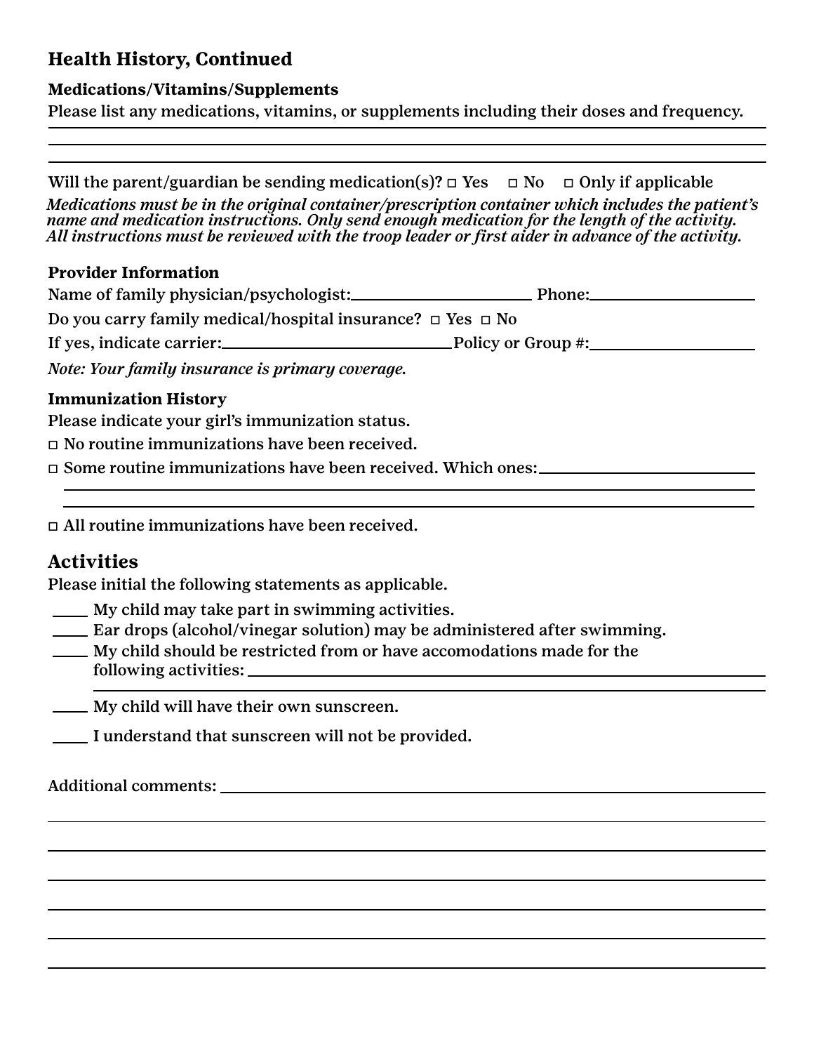## Health History, Continued

### Medications/Vitamins/Supplements

Please list any medications, vitamins, or supplements including their doses and frequency.

______________________________________________________________________

______________________________________________________________________

______________________________________________________________________

Will the parent/guardian be sending medication(s)? ☐ Yes ☐ No ☐ Only if applicable

*Medications must be in the original container/prescription container which includes the patient's name and medication instructions. Only send enough medication for the length of the activity. All instructions must be reviewed with the troop leader or first aider in advance of the activity.*

### Provider Information

Name of family physician/psychologist:______________________ Phone:____________________

Do you carry family medical/hospital insurance? ☐ Yes ☐ No

If yes, indicate carrier:____________________________Policy or Group #:____________________

*Note: Your family insurance is primary coverage.*

### Immunization History

Please indicate your girl's immunization status.

☐ No routine immunizations have been received.

☐ Some routine immunizations have been received. Which ones:__________________________

______________________________________________________________________

______________________________________________________________________

☐ All routine immunizations have been received.

## Activities

Please initial the following statements as applicable.

____ My child may take part in swimming activities.

____ Ear drops (alcohol/vinegar solution) may be administered after swimming.

____ My child should be restricted from or have accomodations made for the following activities: ____________________________________________

______________________________________________________________________

____ My child will have their own sunscreen.

____ I understand that sunscreen will not be provided.

Additional comments: ________________________________________________

______________________________________________________________________

______________________________________________________________________

______________________________________________________________________

______________________________________________________________________

______________________________________________________________________

______________________________________________________________________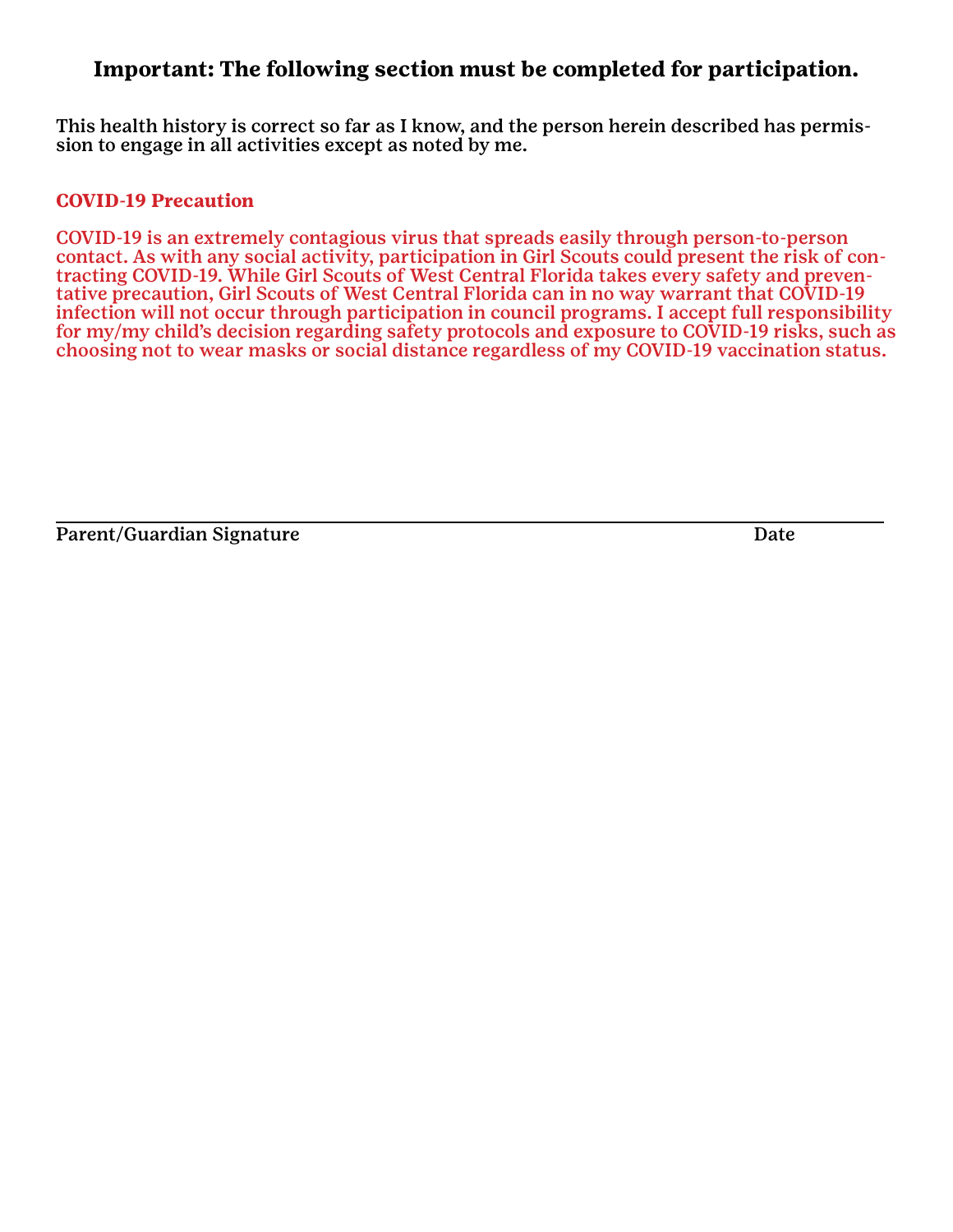**Important: The following section must be completed for participation.**

This health history is correct so far as I know, and the person herein described has permission to engage in all activities except as noted by me.

**COVID-19 Precaution**

COVID-19 is an extremely contagious virus that spreads easily through person-to-person contact. As with any social activity, participation in Girl Scouts could present the risk of contracting COVID-19. While Girl Scouts of West Central Florida takes every safety and preventative precaution, Girl Scouts of West Central Florida can in no way warrant that COVID-19 infection will not occur through participation in council programs. I accept full responsibility for my/my child's decision regarding safety protocols and exposure to COVID-19 risks, such as choosing not to wear masks or social distance regardless of my COVID-19 vaccination status.

\_\_\_\_\_\_\_\_\_\_\_\_\_\_\_\_\_\_\_\_\_\_\_\_\_\_\_\_\_\_\_\_\_\_\_\_\_\_\_\_\_\_\_\_\_\_\_\_\_\_\_\_\_\_\_\_\_\_\_\_\_\_\_\_

Parent/Guardian Signature Date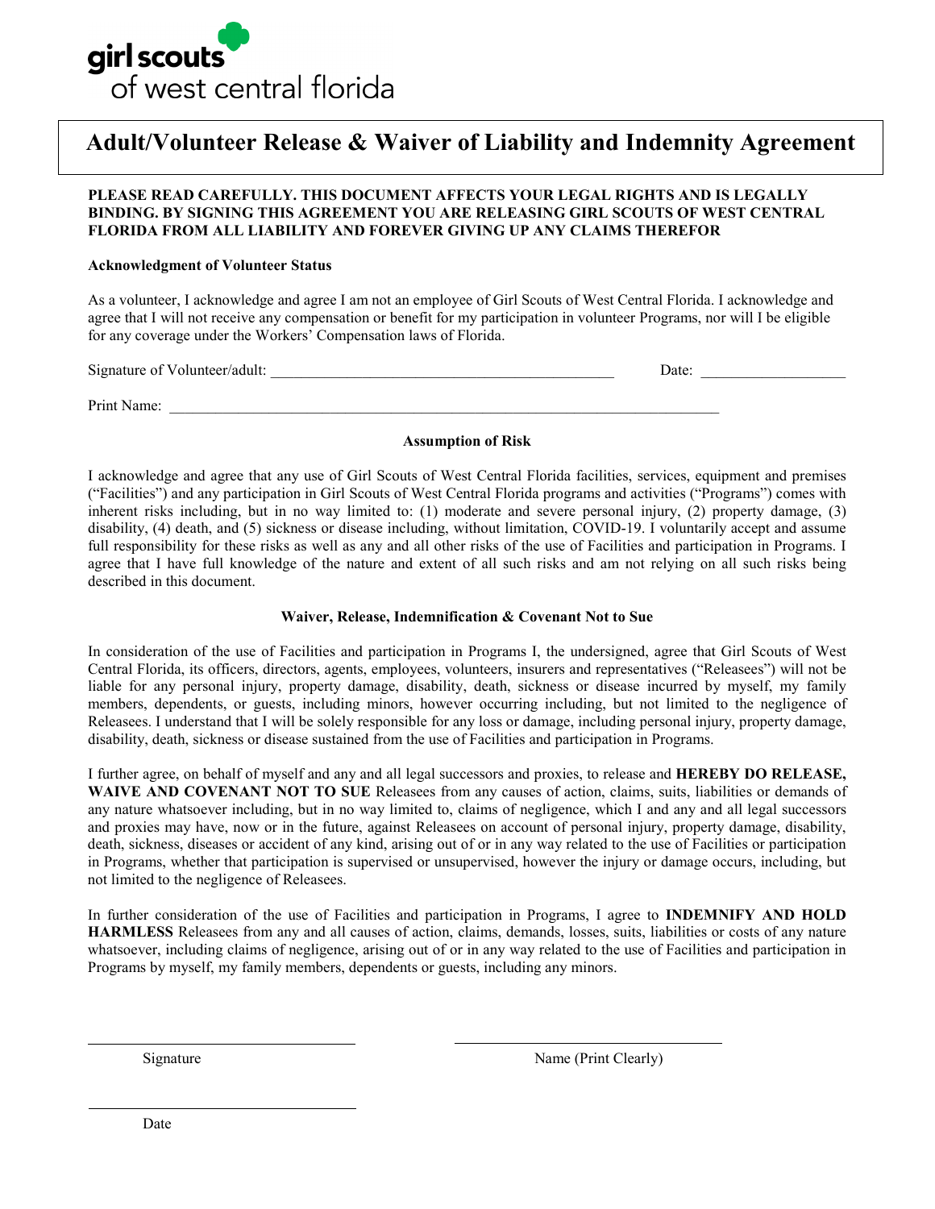girl scouts
of west central florida

# Adult/Volunteer Release & Waiver of Liability and Indemnity Agreement

**PLEASE READ CAREFULLY. THIS DOCUMENT AFFECTS YOUR LEGAL RIGHTS AND IS LEGALLY BINDING. BY SIGNING THIS AGREEMENT YOU ARE RELEASING GIRL SCOUTS OF WEST CENTRAL FLORIDA FROM ALL LIABILITY AND FOREVER GIVING UP ANY CLAIMS THEREFOR**

**Acknowledgment of Volunteer Status**

As a volunteer, I acknowledge and agree I am not an employee of Girl Scouts of West Central Florida. I acknowledge and agree that I will not receive any compensation or benefit for my participation in volunteer Programs, nor will I be eligible for any coverage under the Workers' Compensation laws of Florida.

Signature of Volunteer/adult: ______________________________________________ Date: ___________________

Print Name: ___________________________________________________________________________

**Assumption of Risk**

I acknowledge and agree that any use of Girl Scouts of West Central Florida facilities, services, equipment and premises ("Facilities") and any participation in Girl Scouts of West Central Florida programs and activities ("Programs") comes with inherent risks including, but in no way limited to: (1) moderate and severe personal injury, (2) property damage, (3) disability, (4) death, and (5) sickness or disease including, without limitation, COVID-19. I voluntarily accept and assume full responsibility for these risks as well as any and all other risks of the use of Facilities and participation in Programs. I agree that I have full knowledge of the nature and extent of all such risks and am not relying on all such risks being described in this document.

**Waiver, Release, Indemnification & Covenant Not to Sue**

In consideration of the use of Facilities and participation in Programs I, the undersigned, agree that Girl Scouts of West Central Florida, its officers, directors, agents, employees, volunteers, insurers and representatives ("Releasees") will not be liable for any personal injury, property damage, disability, death, sickness or disease incurred by myself, my family members, dependents, or guests, including minors, however occurring including, but not limited to the negligence of Releasees. I understand that I will be solely responsible for any loss or damage, including personal injury, property damage, disability, death, sickness or disease sustained from the use of Facilities and participation in Programs.

I further agree, on behalf of myself and any and all legal successors and proxies, to release and **HEREBY DO RELEASE, WAIVE AND COVENANT NOT TO SUE** Releasees from any causes of action, claims, suits, liabilities or demands of any nature whatsoever including, but in no way limited to, claims of negligence, which I and any and all legal successors and proxies may have, now or in the future, against Releasees on account of personal injury, property damage, disability, death, sickness, diseases or accident of any kind, arising out of or in any way related to the use of Facilities or participation in Programs, whether that participation is supervised or unsupervised, however the injury or damage occurs, including, but not limited to the negligence of Releasees.

In further consideration of the use of Facilities and participation in Programs, I agree to **INDEMNIFY AND HOLD HARMLESS** Releasees from any and all causes of action, claims, demands, losses, suits, liabilities or costs of any nature whatsoever, including claims of negligence, arising out of or in any way related to the use of Facilities and participation in Programs by myself, my family members, dependents or guests, including any minors.

_______________________________ &nbsp;&nbsp;&nbsp;&nbsp; _______________________________

Signature &nbsp;&nbsp;&nbsp;&nbsp; Name (Print Clearly)

_______________________________

Date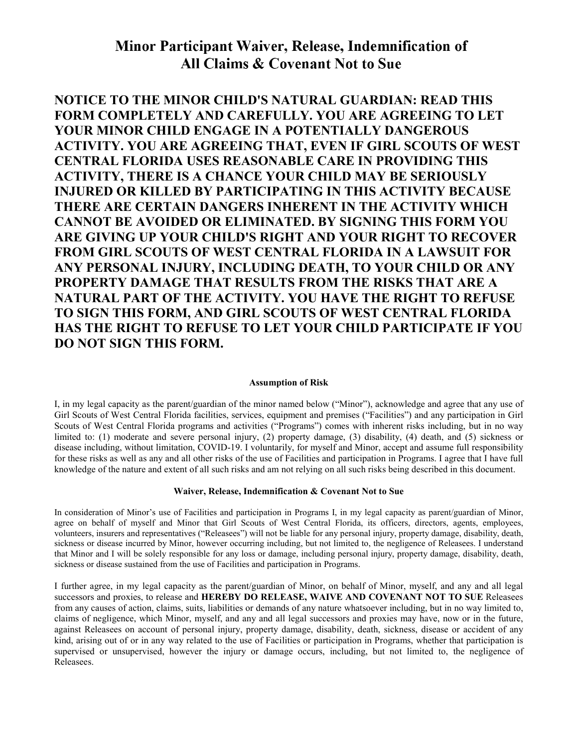# Minor Participant Waiver, Release, Indemnification of All Claims & Covenant Not to Sue

**NOTICE TO THE MINOR CHILD'S NATURAL GUARDIAN: READ THIS FORM COMPLETELY AND CAREFULLY. YOU ARE AGREEING TO LET YOUR MINOR CHILD ENGAGE IN A POTENTIALLY DANGEROUS ACTIVITY. YOU ARE AGREEING THAT, EVEN IF GIRL SCOUTS OF WEST CENTRAL FLORIDA USES REASONABLE CARE IN PROVIDING THIS ACTIVITY, THERE IS A CHANCE YOUR CHILD MAY BE SERIOUSLY INJURED OR KILLED BY PARTICIPATING IN THIS ACTIVITY BECAUSE THERE ARE CERTAIN DANGERS INHERENT IN THE ACTIVITY WHICH CANNOT BE AVOIDED OR ELIMINATED. BY SIGNING THIS FORM YOU ARE GIVING UP YOUR CHILD'S RIGHT AND YOUR RIGHT TO RECOVER FROM GIRL SCOUTS OF WEST CENTRAL FLORIDA IN A LAWSUIT FOR ANY PERSONAL INJURY, INCLUDING DEATH, TO YOUR CHILD OR ANY PROPERTY DAMAGE THAT RESULTS FROM THE RISKS THAT ARE A NATURAL PART OF THE ACTIVITY. YOU HAVE THE RIGHT TO REFUSE TO SIGN THIS FORM, AND GIRL SCOUTS OF WEST CENTRAL FLORIDA HAS THE RIGHT TO REFUSE TO LET YOUR CHILD PARTICIPATE IF YOU DO NOT SIGN THIS FORM.**

### Assumption of Risk

I, in my legal capacity as the parent/guardian of the minor named below ("Minor"), acknowledge and agree that any use of Girl Scouts of West Central Florida facilities, services, equipment and premises ("Facilities") and any participation in Girl Scouts of West Central Florida programs and activities ("Programs") comes with inherent risks including, but in no way limited to: (1) moderate and severe personal injury, (2) property damage, (3) disability, (4) death, and (5) sickness or disease including, without limitation, COVID-19. I voluntarily, for myself and Minor, accept and assume full responsibility for these risks as well as any and all other risks of the use of Facilities and participation in Programs. I agree that I have full knowledge of the nature and extent of all such risks and am not relying on all such risks being described in this document.

### Waiver, Release, Indemnification & Covenant Not to Sue

In consideration of Minor's use of Facilities and participation in Programs I, in my legal capacity as parent/guardian of Minor, agree on behalf of myself and Minor that Girl Scouts of West Central Florida, its officers, directors, agents, employees, volunteers, insurers and representatives ("Releasees") will not be liable for any personal injury, property damage, disability, death, sickness or disease incurred by Minor, however occurring including, but not limited to, the negligence of Releasees. I understand that Minor and I will be solely responsible for any loss or damage, including personal injury, property damage, disability, death, sickness or disease sustained from the use of Facilities and participation in Programs.

I further agree, in my legal capacity as the parent/guardian of Minor, on behalf of Minor, myself, and any and all legal successors and proxies, to release and **HEREBY DO RELEASE, WAIVE AND COVENANT NOT TO SUE** Releasees from any causes of action, claims, suits, liabilities or demands of any nature whatsoever including, but in no way limited to, claims of negligence, which Minor, myself, and any and all legal successors and proxies may have, now or in the future, against Releasees on account of personal injury, property damage, disability, death, sickness, disease or accident of any kind, arising out of or in any way related to the use of Facilities or participation in Programs, whether that participation is supervised or unsupervised, however the injury or damage occurs, including, but not limited to, the negligence of Releasees.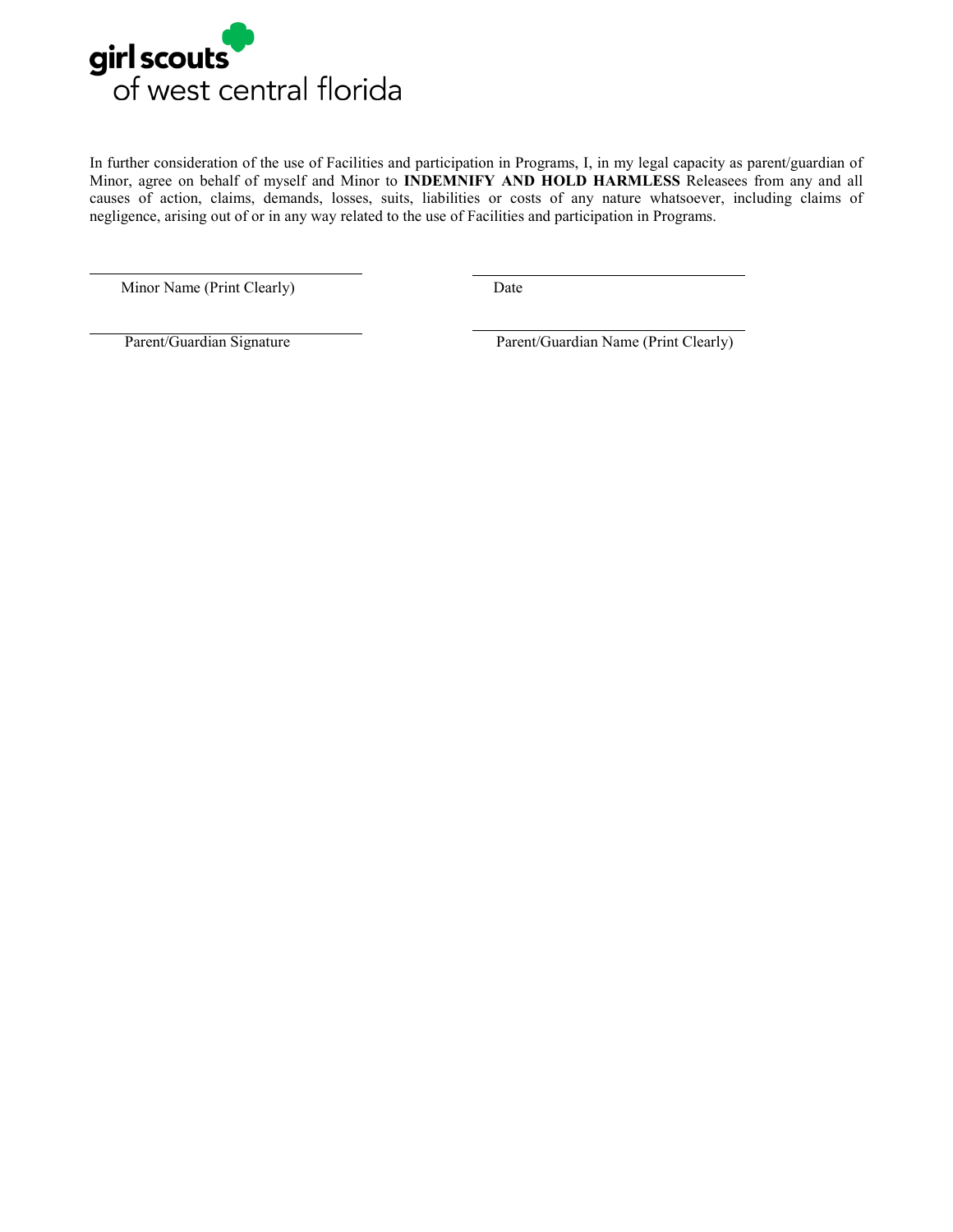girl scouts
of west central florida

In further consideration of the use of Facilities and participation in Programs, I, in my legal capacity as parent/guardian of Minor, agree on behalf of myself and Minor to **INDEMNIFY AND HOLD HARMLESS** Releasees from any and all causes of action, claims, demands, losses, suits, liabilities or costs of any nature whatsoever, including claims of negligence, arising out of or in any way related to the use of Facilities and participation in Programs.

| | |
|---|---|
| ______________________________ | ______________________________ |
| Minor Name (Print Clearly) | Date |
| ______________________________ | ______________________________ |
| Parent/Guardian Signature | Parent/Guardian Name (Print Clearly) |